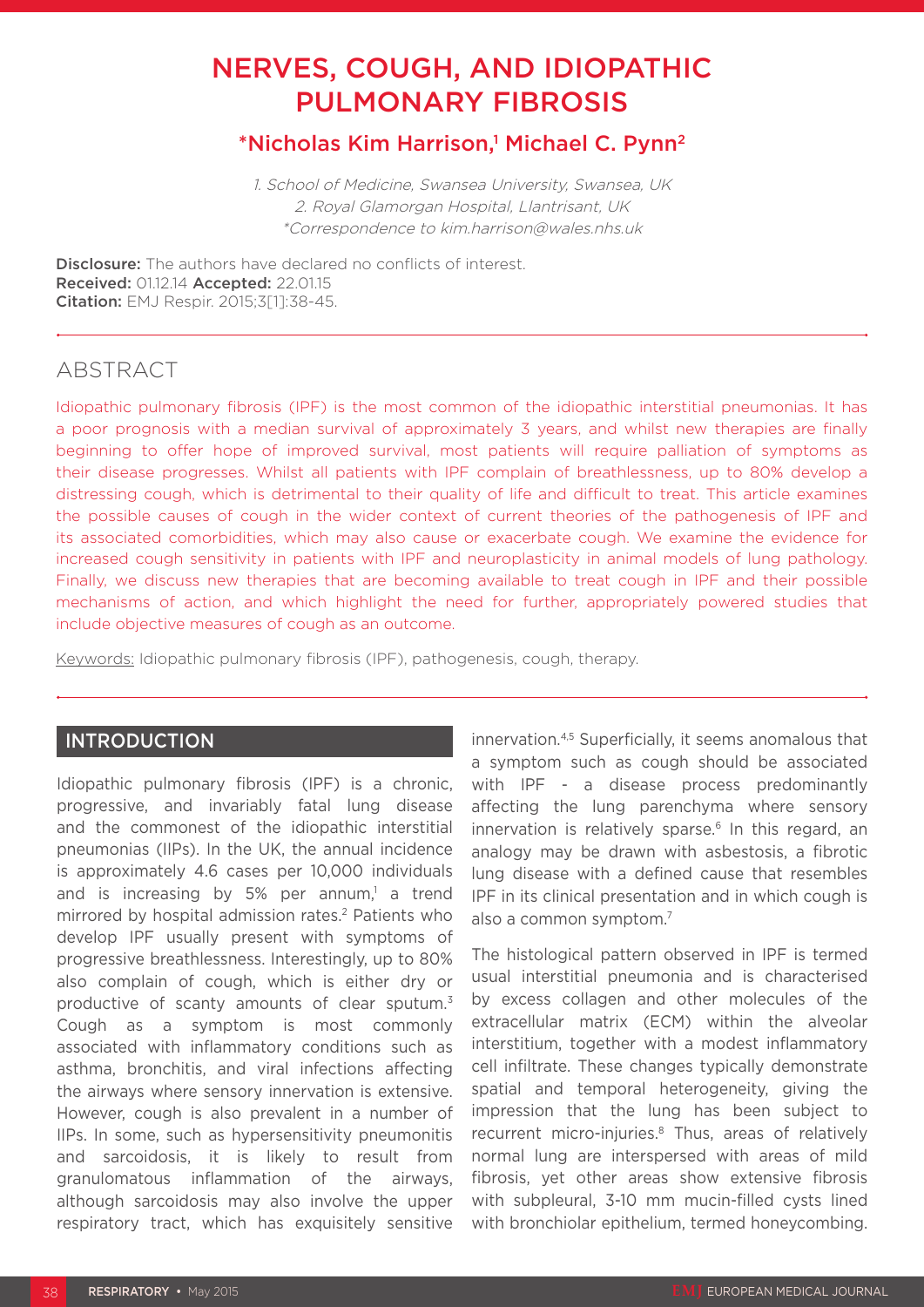# NERVES, COUGH, AND IDIOPATHIC PULMONARY FIBROSIS

**\*Nicholas Kim Harrison,[1] Michael C. Pynn[2]**

*1. School of Medicine, Swansea University, Swansea, UK*
*2. Royal Glamorgan Hospital, Llantrisant, UK*
*\*Correspondence to kim.harrison@wales.nhs.uk*

**Disclosure:** The authors have declared no conflicts of interest.
**Received:** 01.12.14 **Accepted:** 22.01.15
**Citation:** EMJ Respir. 2015;3[1]:38-45.

## ABSTRACT

Idiopathic pulmonary fibrosis (IPF) is the most common of the idiopathic interstitial pneumonias. It has a poor prognosis with a median survival of approximately 3 years, and whilst new therapies are finally beginning to offer hope of improved survival, most patients will require palliation of symptoms as their disease progresses. Whilst all patients with IPF complain of breathlessness, up to 80% develop a distressing cough, which is detrimental to their quality of life and difficult to treat. This article examines the possible causes of cough in the wider context of current theories of the pathogenesis of IPF and its associated comorbidities, which may also cause or exacerbate cough. We examine the evidence for increased cough sensitivity in patients with IPF and neuroplasticity in animal models of lung pathology. Finally, we discuss new therapies that are becoming available to treat cough in IPF and their possible mechanisms of action, and which highlight the need for further, appropriately powered studies that include objective measures of cough as an outcome.

Keywords: Idiopathic pulmonary fibrosis (IPF), pathogenesis, cough, therapy.

## INTRODUCTION

Idiopathic pulmonary fibrosis (IPF) is a chronic, progressive, and invariably fatal lung disease and the commonest of the idiopathic interstitial pneumonias (IIPs). In the UK, the annual incidence is approximately 4.6 cases per 10,000 individuals and is increasing by 5% per annum,[1] a trend mirrored by hospital admission rates.[2] Patients who develop IPF usually present with symptoms of progressive breathlessness. Interestingly, up to 80% also complain of cough, which is either dry or productive of scanty amounts of clear sputum.[3] Cough as a symptom is most commonly associated with inflammatory conditions such as asthma, bronchitis, and viral infections affecting the airways where sensory innervation is extensive. However, cough is also prevalent in a number of IIPs. In some, such as hypersensitivity pneumonitis and sarcoidosis, it is likely to result from granulomatous inflammation of the airways, although sarcoidosis may also involve the upper respiratory tract, which has exquisitely sensitive innervation.[4,5] Superficially, it seems anomalous that a symptom such as cough should be associated with IPF - a disease process predominantly affecting the lung parenchyma where sensory innervation is relatively sparse.[6] In this regard, an analogy may be drawn with asbestosis, a fibrotic lung disease with a defined cause that resembles IPF in its clinical presentation and in which cough is also a common symptom.[7]

The histological pattern observed in IPF is termed usual interstitial pneumonia and is characterised by excess collagen and other molecules of the extracellular matrix (ECM) within the alveolar interstitium, together with a modest inflammatory cell infiltrate. These changes typically demonstrate spatial and temporal heterogeneity, giving the impression that the lung has been subject to recurrent micro-injuries.[8] Thus, areas of relatively normal lung are interspersed with areas of mild fibrosis, yet other areas show extensive fibrosis with subpleural, 3-10 mm mucin-filled cysts lined with bronchiolar epithelium, termed honeycombing.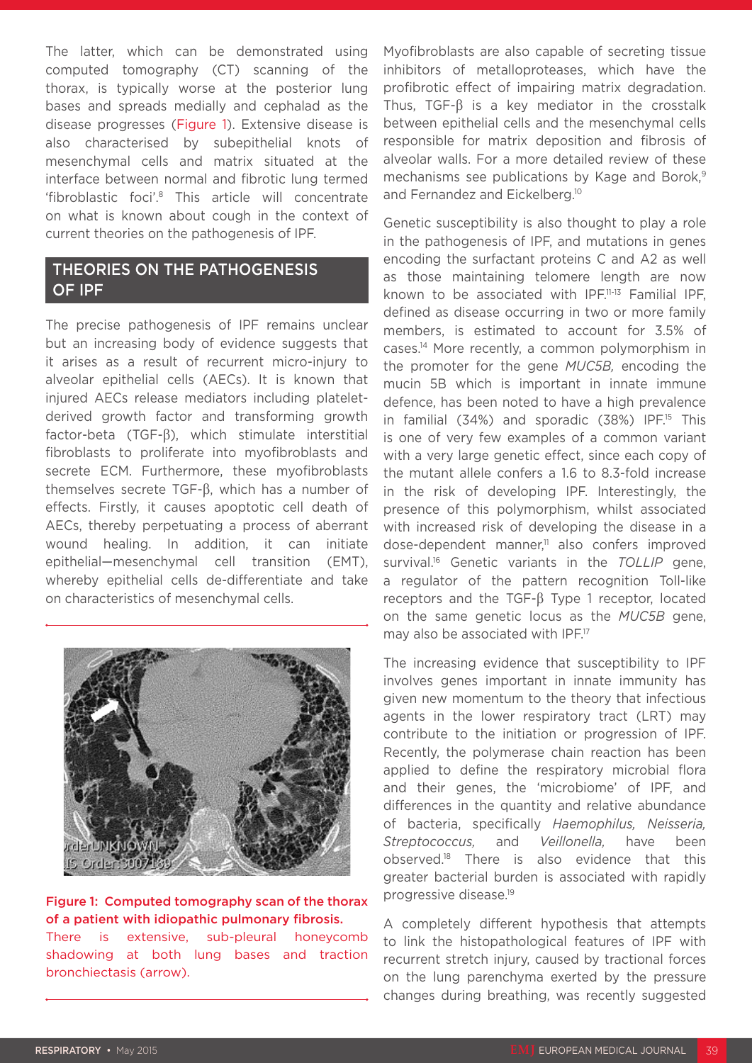The latter, which can be demonstrated using computed tomography (CT) scanning of the thorax, is typically worse at the posterior lung bases and spreads medially and cephalad as the disease progresses (Figure 1). Extensive disease is also characterised by subepithelial knots of mesenchymal cells and matrix situated at the interface between normal and fibrotic lung termed 'fibroblastic foci'.[8] This article will concentrate on what is known about cough in the context of current theories on the pathogenesis of IPF.

## THEORIES ON THE PATHOGENESIS OF IPF

The precise pathogenesis of IPF remains unclear but an increasing body of evidence suggests that it arises as a result of recurrent micro-injury to alveolar epithelial cells (AECs). It is known that injured AECs release mediators including platelet-derived growth factor and transforming growth factor-beta (TGF-β), which stimulate interstitial fibroblasts to proliferate into myofibroblasts and secrete ECM. Furthermore, these myofibroblasts themselves secrete TGF-β, which has a number of effects. Firstly, it causes apoptotic cell death of AECs, thereby perpetuating a process of aberrant wound healing. In addition, it can initiate epithelial—mesenchymal cell transition (EMT), whereby epithelial cells de-differentiate and take on characteristics of mesenchymal cells.

**Figure 1: Computed tomography scan of the thorax of a patient with idiopathic pulmonary fibrosis.**
There is extensive, sub-pleural honeycomb shadowing at both lung bases and traction bronchiectasis (arrow).

Myofibroblasts are also capable of secreting tissue inhibitors of metalloproteases, which have the profibrotic effect of impairing matrix degradation. Thus, TGF-β is a key mediator in the crosstalk between epithelial cells and the mesenchymal cells responsible for matrix deposition and fibrosis of alveolar walls. For a more detailed review of these mechanisms see publications by Kage and Borok,[9] and Fernandez and Eickelberg.[10]

Genetic susceptibility is also thought to play a role in the pathogenesis of IPF, and mutations in genes encoding the surfactant proteins C and A2 as well as those maintaining telomere length are now known to be associated with IPF.[11-13] Familial IPF, defined as disease occurring in two or more family members, is estimated to account for 3.5% of cases.[14] More recently, a common polymorphism in the promoter for the gene *MUC5B*, encoding the mucin 5B which is important in innate immune defence, has been noted to have a high prevalence in familial (34%) and sporadic (38%) IPF.[15] This is one of very few examples of a common variant with a very large genetic effect, since each copy of the mutant allele confers a 1.6 to 8.3-fold increase in the risk of developing IPF. Interestingly, the presence of this polymorphism, whilst associated with increased risk of developing the disease in a dose-dependent manner,[11] also confers improved survival.[16] Genetic variants in the *TOLLIP* gene, a regulator of the pattern recognition Toll-like receptors and the TGF-β Type 1 receptor, located on the same genetic locus as the *MUC5B* gene, may also be associated with IPF.[17]

The increasing evidence that susceptibility to IPF involves genes important in innate immunity has given new momentum to the theory that infectious agents in the lower respiratory tract (LRT) may contribute to the initiation or progression of IPF. Recently, the polymerase chain reaction has been applied to define the respiratory microbial flora and their genes, the 'microbiome' of IPF, and differences in the quantity and relative abundance of bacteria, specifically *Haemophilus, Neisseria, Streptococcus,* and *Veillonella,* have been observed.[18] There is also evidence that this greater bacterial burden is associated with rapidly progressive disease.[19]

A completely different hypothesis that attempts to link the histopathological features of IPF with recurrent stretch injury, caused by tractional forces on the lung parenchyma exerted by the pressure changes during breathing, was recently suggested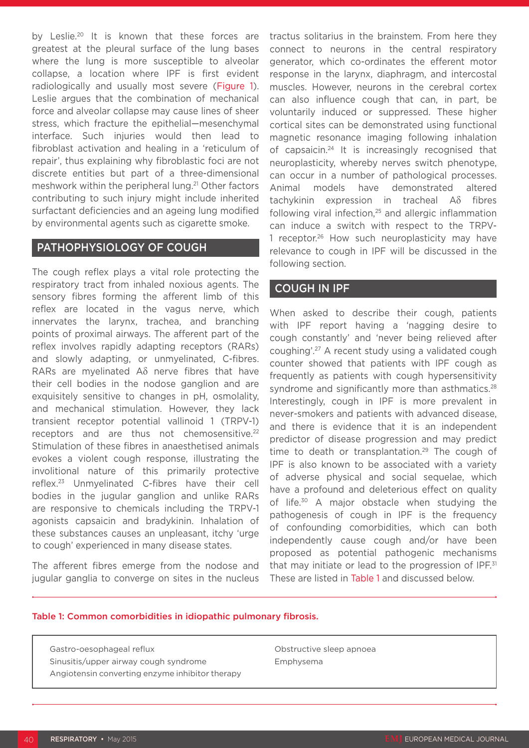by Leslie.[20] It is known that these forces are greatest at the pleural surface of the lung bases where the lung is more susceptible to alveolar collapse, a location where IPF is first evident radiologically and usually most severe (Figure 1). Leslie argues that the combination of mechanical force and alveolar collapse may cause lines of sheer stress, which fracture the epithelial—mesenchymal interface. Such injuries would then lead to fibroblast activation and healing in a 'reticulum of repair', thus explaining why fibroblastic foci are not discrete entities but part of a three-dimensional meshwork within the peripheral lung.[21] Other factors contributing to such injury might include inherited surfactant deficiencies and an ageing lung modified by environmental agents such as cigarette smoke.

## PATHOPHYSIOLOGY OF COUGH

The cough reflex plays a vital role protecting the respiratory tract from inhaled noxious agents. The sensory fibres forming the afferent limb of this reflex are located in the vagus nerve, which innervates the larynx, trachea, and branching points of proximal airways. The afferent part of the reflex involves rapidly adapting receptors (RARs) and slowly adapting, or unmyelinated, C-fibres. RARs are myelinated Aδ nerve fibres that have their cell bodies in the nodose ganglion and are exquisitely sensitive to changes in pH, osmolality, and mechanical stimulation. However, they lack transient receptor potential vallinoid 1 (TRPV-1) receptors and are thus not chemosensitive.[22] Stimulation of these fibres in anaesthetised animals evokes a violent cough response, illustrating the involitional nature of this primarily protective reflex.[23] Unmyelinated C-fibres have their cell bodies in the jugular ganglion and unlike RARs are responsive to chemicals including the TRPV-1 agonists capsaicin and bradykinin. Inhalation of these substances causes an unpleasant, itchy 'urge to cough' experienced in many disease states.

The afferent fibres emerge from the nodose and jugular ganglia to converge on sites in the nucleus tractus solitarius in the brainstem. From here they connect to neurons in the central respiratory generator, which co-ordinates the efferent motor response in the larynx, diaphragm, and intercostal muscles. However, neurons in the cerebral cortex can also influence cough that can, in part, be voluntarily induced or suppressed. These higher cortical sites can be demonstrated using functional magnetic resonance imaging following inhalation of capsaicin.[24] It is increasingly recognised that neuroplasticity, whereby nerves switch phenotype, can occur in a number of pathological processes. Animal models have demonstrated altered tachykinin expression in tracheal Aδ fibres following viral infection,[25] and allergic inflammation can induce a switch with respect to the TRPV-1 receptor.[26] How such neuroplasticity may have relevance to cough in IPF will be discussed in the following section.

## COUGH IN IPF

When asked to describe their cough, patients with IPF report having a 'nagging desire to cough constantly' and 'never being relieved after coughing'.[27] A recent study using a validated cough counter showed that patients with IPF cough as frequently as patients with cough hypersensitivity syndrome and significantly more than asthmatics.[28] Interestingly, cough in IPF is more prevalent in never-smokers and patients with advanced disease, and there is evidence that it is an independent predictor of disease progression and may predict time to death or transplantation.[29] The cough of IPF is also known to be associated with a variety of adverse physical and social sequelae, which have a profound and deleterious effect on quality of life.[30] A major obstacle when studying the pathogenesis of cough in IPF is the frequency of confounding comorbidities, which can both independently cause cough and/or have been proposed as potential pathogenic mechanisms that may initiate or lead to the progression of IPF.[31] These are listed in Table 1 and discussed below.

Table 1: Common comorbidities in idiopathic pulmonary fibrosis.

| | |
|---|---|
| Gastro-oesophageal reflux | Obstructive sleep apnoea |
| Sinusitis/upper airway cough syndrome | Emphysema |
| Angiotensin converting enzyme inhibitor therapy | |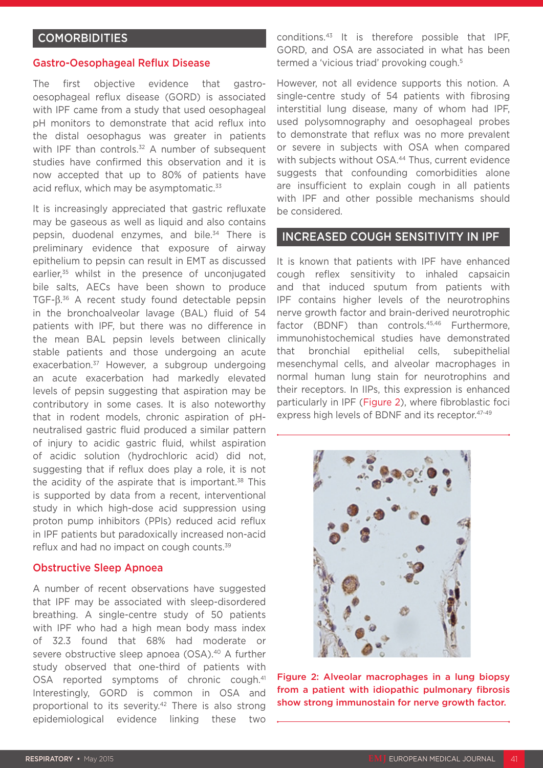## COMORBIDITIES

### Gastro-Oesophageal Reflux Disease

The first objective evidence that gastro-oesophageal reflux disease (GORD) is associated with IPF came from a study that used oesophageal pH monitors to demonstrate that acid reflux into the distal oesophagus was greater in patients with IPF than controls.[32] A number of subsequent studies have confirmed this observation and it is now accepted that up to 80% of patients have acid reflux, which may be asymptomatic.[33]

It is increasingly appreciated that gastric refluxate may be gaseous as well as liquid and also contains pepsin, duodenal enzymes, and bile.[34] There is preliminary evidence that exposure of airway epithelium to pepsin can result in EMT as discussed earlier,[35] whilst in the presence of unconjugated bile salts, AECs have been shown to produce TGF-β.[36] A recent study found detectable pepsin in the bronchoalveolar lavage (BAL) fluid of 54 patients with IPF, but there was no difference in the mean BAL pepsin levels between clinically stable patients and those undergoing an acute exacerbation.[37] However, a subgroup undergoing an acute exacerbation had markedly elevated levels of pepsin suggesting that aspiration may be contributory in some cases. It is also noteworthy that in rodent models, chronic aspiration of pH-neutralised gastric fluid produced a similar pattern of injury to acidic gastric fluid, whilst aspiration of acidic solution (hydrochloric acid) did not, suggesting that if reflux does play a role, it is not the acidity of the aspirate that is important.[38] This is supported by data from a recent, interventional study in which high-dose acid suppression using proton pump inhibitors (PPIs) reduced acid reflux in IPF patients but paradoxically increased non-acid reflux and had no impact on cough counts.[39]

### Obstructive Sleep Apnoea

A number of recent observations have suggested that IPF may be associated with sleep-disordered breathing. A single-centre study of 50 patients with IPF who had a high mean body mass index of 32.3 found that 68% had moderate or severe obstructive sleep apnoea (OSA).[40] A further study observed that one-third of patients with OSA reported symptoms of chronic cough.[41] Interestingly, GORD is common in OSA and proportional to its severity.[42] There is also strong epidemiological evidence linking these two conditions.[43] It is therefore possible that IPF, GORD, and OSA are associated in what has been termed a 'vicious triad' provoking cough.[5]

However, not all evidence supports this notion. A single-centre study of 54 patients with fibrosing interstitial lung disease, many of whom had IPF, used polysomnography and oesophageal probes to demonstrate that reflux was no more prevalent or severe in subjects with OSA when compared with subjects without OSA.[44] Thus, current evidence suggests that confounding comorbidities alone are insufficient to explain cough in all patients with IPF and other possible mechanisms should be considered.

## INCREASED COUGH SENSITIVITY IN IPF

It is known that patients with IPF have enhanced cough reflex sensitivity to inhaled capsaicin and that induced sputum from patients with IPF contains higher levels of the neurotrophins nerve growth factor and brain-derived neurotrophic factor (BDNF) than controls.[45,46] Furthermore, immunohistochemical studies have demonstrated that bronchial epithelial cells, subepithelial mesenchymal cells, and alveolar macrophages in normal human lung stain for neurotrophins and their receptors. In IIPs, this expression is enhanced particularly in IPF (Figure 2), where fibroblastic foci express high levels of BDNF and its receptor.[47-49]

**Figure 2: Alveolar macrophages in a lung biopsy from a patient with idiopathic pulmonary fibrosis show strong immunostain for nerve growth factor.**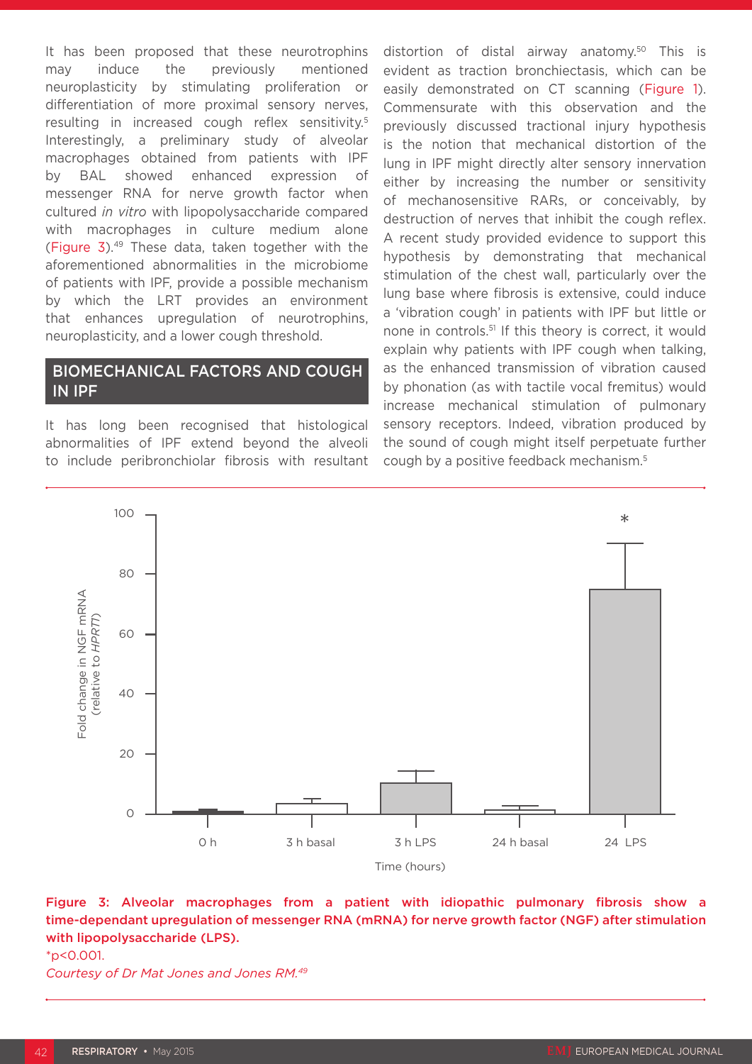It has been proposed that these neurotrophins may induce the previously mentioned neuroplasticity by stimulating proliferation or differentiation of more proximal sensory nerves, resulting in increased cough reflex sensitivity.[5] Interestingly, a preliminary study of alveolar macrophages obtained from patients with IPF by BAL showed enhanced expression of messenger RNA for nerve growth factor when cultured *in vitro* with lipopolysaccharide compared with macrophages in culture medium alone (Figure 3).[49] These data, taken together with the aforementioned abnormalities in the microbiome of patients with IPF, provide a possible mechanism by which the LRT provides an environment that enhances upregulation of neurotrophins, neuroplasticity, and a lower cough threshold.

## BIOMECHANICAL FACTORS AND COUGH IN IPF

It has long been recognised that histological abnormalities of IPF extend beyond the alveoli to include peribronchiolar fibrosis with resultant distortion of distal airway anatomy.[50] This is evident as traction bronchiectasis, which can be easily demonstrated on CT scanning (Figure 1). Commensurate with this observation and the previously discussed tractional injury hypothesis is the notion that mechanical distortion of the lung in IPF might directly alter sensory innervation either by increasing the number or sensitivity of mechanosensitive RARs, or conceivably, by destruction of nerves that inhibit the cough reflex. A recent study provided evidence to support this hypothesis by demonstrating that mechanical stimulation of the chest wall, particularly over the lung base where fibrosis is extensive, could induce a 'vibration cough' in patients with IPF but little or none in controls.[51] If this theory is correct, it would explain why patients with IPF cough when talking, as the enhanced transmission of vibration caused by phonation (as with tactile vocal fremitus) would increase mechanical stimulation of pulmonary sensory receptors. Indeed, vibration produced by the sound of cough might itself perpetuate further cough by a positive feedback mechanism.[5]

**Figure 3: Alveolar macrophages from a patient with idiopathic pulmonary fibrosis show a time-dependant upregulation of messenger RNA (mRNA) for nerve growth factor (NGF) after stimulation with lipopolysaccharide (LPS).**
*p<0.001.
*Courtesy of Dr Mat Jones and Jones RM.*[49]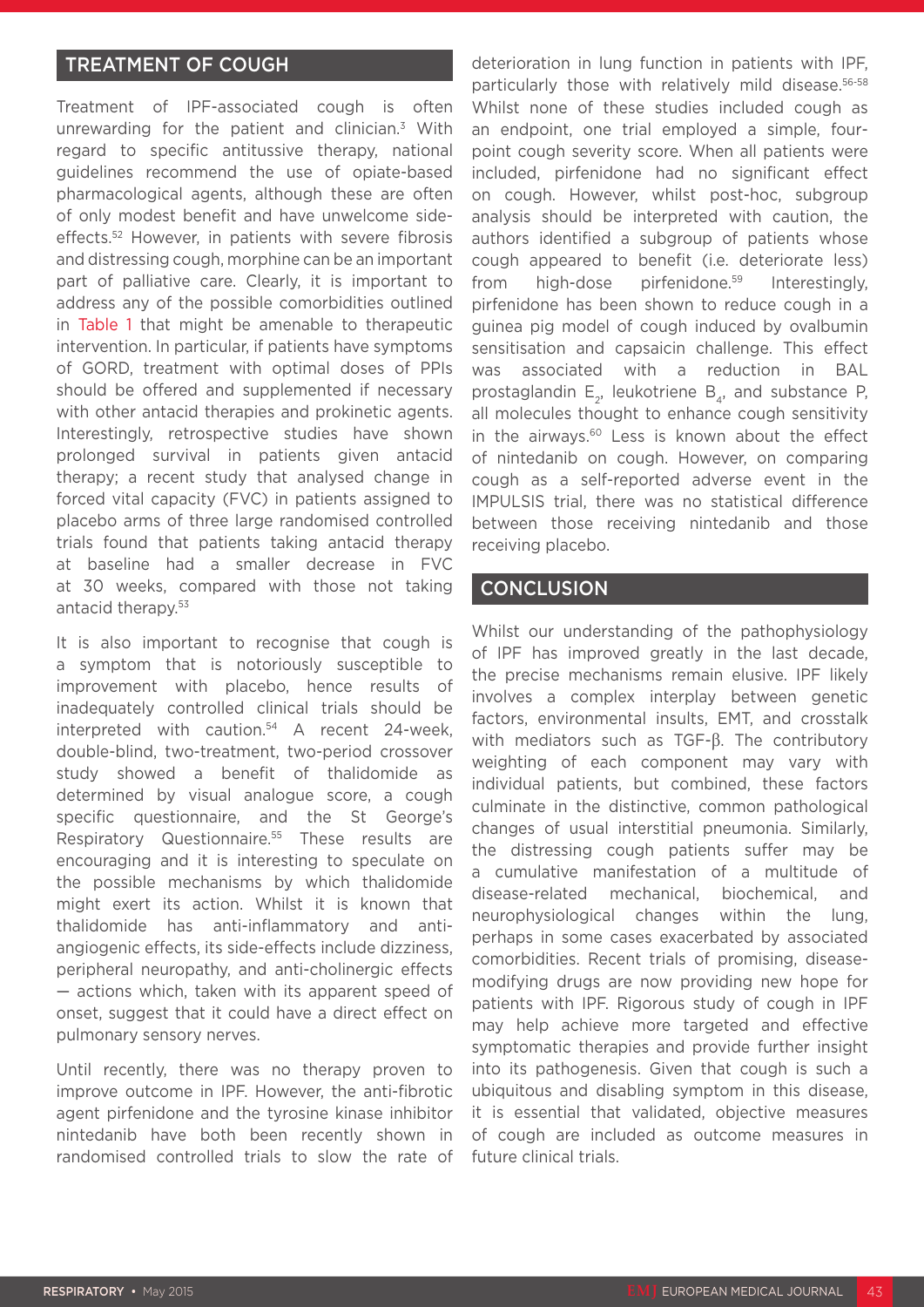## TREATMENT OF COUGH

Treatment of IPF-associated cough is often unrewarding for the patient and clinician.[3] With regard to specific antitussive therapy, national guidelines recommend the use of opiate-based pharmacological agents, although these are often of only modest benefit and have unwelcome side-effects.[52] However, in patients with severe fibrosis and distressing cough, morphine can be an important part of palliative care. Clearly, it is important to address any of the possible comorbidities outlined in Table 1 that might be amenable to therapeutic intervention. In particular, if patients have symptoms of GORD, treatment with optimal doses of PPIs should be offered and supplemented if necessary with other antacid therapies and prokinetic agents. Interestingly, retrospective studies have shown prolonged survival in patients given antacid therapy; a recent study that analysed change in forced vital capacity (FVC) in patients assigned to placebo arms of three large randomised controlled trials found that patients taking antacid therapy at baseline had a smaller decrease in FVC at 30 weeks, compared with those not taking antacid therapy.[53]

It is also important to recognise that cough is a symptom that is notoriously susceptible to improvement with placebo, hence results of inadequately controlled clinical trials should be interpreted with caution.[54] A recent 24-week, double-blind, two-treatment, two-period crossover study showed a benefit of thalidomide as determined by visual analogue score, a cough specific questionnaire, and the St George's Respiratory Questionnaire.[55] These results are encouraging and it is interesting to speculate on the possible mechanisms by which thalidomide might exert its action. Whilst it is known that thalidomide has anti-inflammatory and anti-angiogenic effects, its side-effects include dizziness, peripheral neuropathy, and anti-cholinergic effects — actions which, taken with its apparent speed of onset, suggest that it could have a direct effect on pulmonary sensory nerves.

Until recently, there was no therapy proven to improve outcome in IPF. However, the anti-fibrotic agent pirfenidone and the tyrosine kinase inhibitor nintedanib have both been recently shown in randomised controlled trials to slow the rate of deterioration in lung function in patients with IPF, particularly those with relatively mild disease.[56-58] Whilst none of these studies included cough as an endpoint, one trial employed a simple, four-point cough severity score. When all patients were included, pirfenidone had no significant effect on cough. However, whilst post-hoc, subgroup analysis should be interpreted with caution, the authors identified a subgroup of patients whose cough appeared to benefit (i.e. deteriorate less) from high-dose pirfenidone.[59] Interestingly, pirfenidone has been shown to reduce cough in a guinea pig model of cough induced by ovalbumin sensitisation and capsaicin challenge. This effect was associated with a reduction in BAL prostaglandin $E_2$, leukotriene $B_4$, and substance P, all molecules thought to enhance cough sensitivity in the airways.[60] Less is known about the effect of nintedanib on cough. However, on comparing cough as a self-reported adverse event in the IMPULSIS trial, there was no statistical difference between those receiving nintedanib and those receiving placebo.

## CONCLUSION

Whilst our understanding of the pathophysiology of IPF has improved greatly in the last decade, the precise mechanisms remain elusive. IPF likely involves a complex interplay between genetic factors, environmental insults, EMT, and crosstalk with mediators such as TGF-β. The contributory weighting of each component may vary with individual patients, but combined, these factors culminate in the distinctive, common pathological changes of usual interstitial pneumonia. Similarly, the distressing cough patients suffer may be a cumulative manifestation of a multitude of disease-related mechanical, biochemical, and neurophysiological changes within the lung, perhaps in some cases exacerbated by associated comorbidities. Recent trials of promising, disease-modifying drugs are now providing new hope for patients with IPF. Rigorous study of cough in IPF may help achieve more targeted and effective symptomatic therapies and provide further insight into its pathogenesis. Given that cough is such a ubiquitous and disabling symptom in this disease, it is essential that validated, objective measures of cough are included as outcome measures in future clinical trials.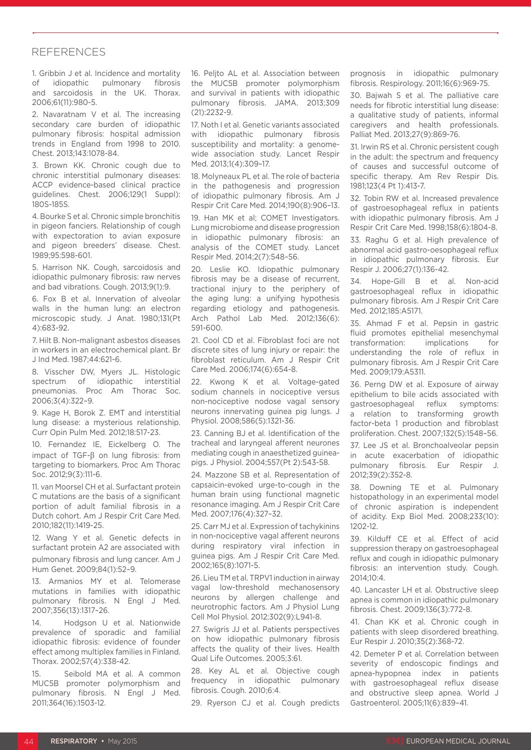## REFERENCES

1. Gribbin J et al. Incidence and mortality of idiopathic pulmonary fibrosis and sarcoidosis in the UK. Thorax. 2006;61(11):980-5.

2. Navaratnam V et al. The increasing secondary care burden of idiopathic pulmonary fibrosis: hospital admission trends in England from 1998 to 2010. Chest. 2013;143:1078-84.

3. Brown KK. Chronic cough due to chronic interstitial pulmonary diseases: ACCP evidence-based clinical practice guidelines. Chest. 2006;129(1 Suppl): 180S-185S.

4. Bourke S et al. Chronic simple bronchitis in pigeon fanciers. Relationship of cough with expectoration to avian exposure and pigeon breeders' disease. Chest. 1989;95:598-601.

5. Harrison NK. Cough, sarcoidosis and idiopathic pulmonary fibrosis: raw nerves and bad vibrations. Cough. 2013;9(1):9.

6. Fox B et al. Innervation of alveolar walls in the human lung: an electron microscopic study. J Anat. 1980;131(Pt 4):683-92.

7. Hilt B. Non-malignant asbestos diseases in workers in an electrochemical plant. Br J Ind Med. 1987;44:621-6.

8. Visscher DW, Myers JL. Histologic spectrum of idiopathic interstitial pneumonias. Proc Am Thorac Soc. 2006;3(4):322–9.

9. Kage H, Borok Z. EMT and interstitial lung disease: a mysterious relationship. Curr Opin Pulm Med. 2012;18:517-23.

10. Fernandez IE, Eickelberg O. The impact of TGF-β on lung fibrosis: from targeting to biomarkers. Proc Am Thorac Soc. 2012;9(3):111-6.

11. van Moorsel CH et al. Surfactant protein C mutations are the basis of a significant portion of adult familial fibrosis in a Dutch cohort. Am J Respir Crit Care Med. 2010;182(11):1419-25.

12. Wang Y et al. Genetic defects in surfactant protein A2 are associated with pulmonary fibrosis and lung cancer. Am J Hum Genet. 2009;84(1):52–9.

13. Armanios MY et al. Telomerase mutations in families with idiopathic pulmonary fibrosis. N Engl J Med. 2007;356(13):1317–26.

14. Hodgson U et al. Nationwide prevalence of sporadic and familial idiopathic fibrosis: evidence of founder effect among multiplex families in Finland. Thorax. 2002;57(4):338-42.

15. Seibold MA et al. A common MUC5B promoter polymorphism and pulmonary fibrosis. N Engl J Med. 2011;364(16):1503-12.

16. Peljto AL et al. Association between the MUC5B promoter polymorphism and survival in patients with idiopathic pulmonary fibrosis. JAMA. 2013;309 (21):2232-9.

17. Noth I et al. Genetic variants associated with idiopathic pulmonary fibrosis susceptibility and mortality: a genome-wide association study. Lancet Respir Med. 2013;1(4):309–17.

18. Molyneaux PL et al. The role of bacteria in the pathogenesis and progression of idiopathic pulmonary fibrosis. Am J Respir Crit Care Med. 2014;190(8):906–13.

19. Han MK et al; COMET Investigators. Lung microbiome and disease progression in idiopathic pulmonary fibrosis: an analysis of the COMET study. Lancet Respir Med. 2014;2(7):548–56.

20. Leslie KO. Idiopathic pulmonary fibrosis may be a disease of recurrent, tractional injury to the periphery of the aging lung: a unifying hypothesis regarding etiology and pathogenesis. Arch Pathol Lab Med. 2012;136(6): 591-600.

21. Cool CD et al. Fibroblast foci are not discrete sites of lung injury or repair: the fibroblast reticulum. Am J Respir Crit Care Med. 2006;174(6):654-8.

22. Kwong K et al. Voltage-gated sodium channels in nociceptive versus non-nociceptive nodose vagal sensory neurons innervating guinea pig lungs. J Physiol. 2008;586(5):1321-36.

23. Canning BJ et al. Identification of the tracheal and laryngeal afferent neurones mediating cough in anaesthetized guinea-pigs. J Physiol. 2004;557(Pt 2):543-58.

24. Mazzone SB et al. Representation of capsaicin-evoked urge-to-cough in the human brain using functional magnetic resonance imaging. Am J Respir Crit Care Med. 2007;176(4):327–32.

25. Carr MJ et al. Expression of tachykinins in non-nociceptive vagal afferent neurons during respiratory viral infection in guinea pigs. Am J Respir Crit Care Med. 2002;165(8):1071-5.

26. Lieu TM et al. TRPV1 induction in airway vagal low-threshold mechanosensory neurons by allergen challenge and neurotrophic factors. Am J Physiol Lung Cell Mol Physiol. 2012;302(9):L941-8.

27. Swigris JJ et al. Patients perspectives on how idiopathic pulmonary fibrosis affects the quality of their lives. Health Qual Life Outcomes. 2005;3:61.

28. Key AL et al. Objective cough frequency in idiopathic pulmonary fibrosis. Cough. 2010;6:4.

29. Ryerson CJ et al. Cough predicts prognosis in idiopathic pulmonary fibrosis. Respirology. 2011;16(6):969-75.

30. Bajwah S et al. The palliative care needs for fibrotic interstitial lung disease: a qualitative study of patients, informal caregivers and health professionals. Palliat Med. 2013;27(9):869-76.

31. Irwin RS et al. Chronic persistent cough in the adult: the spectrum and frequency of causes and successful outcome of specific therapy. Am Rev Respir Dis. 1981;123(4 Pt 1):413-7.

32. Tobin RW et al. Increased prevalence of gastroesophageal reflux in patients with idiopathic pulmonary fibrosis. Am J Respir Crit Care Med. 1998;158(6):1804-8.

33. Raghu G et al. High prevalence of abnormal acid gastro-oesophageal reflux in idiopathic pulmonary fibrosis. Eur Respir J. 2006;27(1):136-42.

34. Hope-Gill B et al. Non-acid gastroesophageal reflux in idiopathic pulmonary fibrosis. Am J Respir Crit Care Med. 2012;185:A5171.

35. Ahmad F et al. Pepsin in gastric fluid promotes epithelial mesenchymal transformation: implications for understanding the role of reflux in pulmonary fibrosis. Am J Respir Crit Care Med. 2009;179:A5311.

36. Perng DW et al. Exposure of airway epithelium to bile acids associated with gastroesophageal reflux symptoms: a relation to transforming growth factor-beta 1 production and fibroblast proliferation. Chest. 2007;132(5):1548–56.

37. Lee JS et al. Bronchoalveolar pepsin in acute exacerbation of idiopathic pulmonary fibrosis. Eur Respir J. 2012;39(2):352-8.

38. Downing TE et al. Pulmonary histopathology in an experimental model of chronic aspiration is independent of acidity. Exp Biol Med. 2008;233(10): 1202-12.

39. Kilduff CE et al. Effect of acid suppression therapy on gastroesophageal reflux and cough in idiopathic pulmonary fibrosis: an intervention study. Cough. 2014;10:4.

40. Lancaster LH et al. Obstructive sleep apnea is common in idiopathic pulmonary fibrosis. Chest. 2009;136(3):772-8.

41. Chan KK et al. Chronic cough in patients with sleep disordered breathing. Eur Respir J. 2010;35(2):368-72.

42. Demeter P et al. Correlation between severity of endoscopic findings and apnea-hypopnea index in patients with gastroesophageal reflux disease and obstructive sleep apnea. World J Gastroenterol. 2005;11(6):839–41.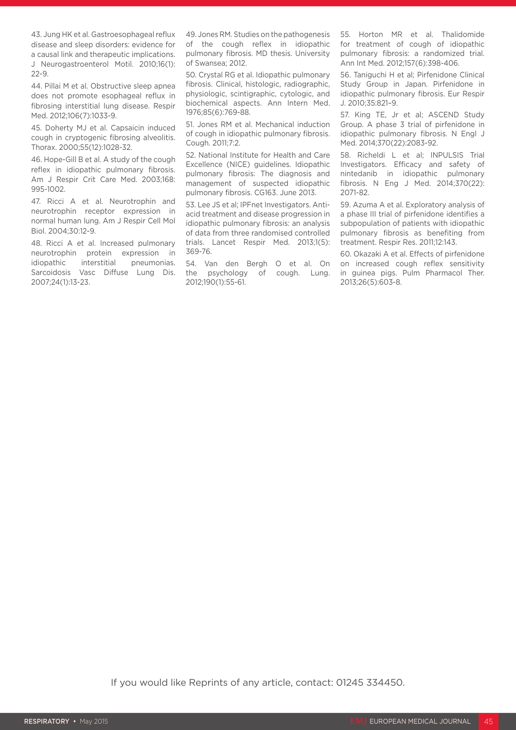43. Jung HK et al. Gastroesophageal reflux disease and sleep disorders: evidence for a causal link and therapeutic implications. J Neurogastroenterol Motil. 2010;16(1): 22-9.

44. Pillai M et al. Obstructive sleep apnea does not promote esophageal reflux in fibrosing interstitial lung disease. Respir Med. 2012;106(7):1033-9.

45. Doherty MJ et al. Capsaicin induced cough in cryptogenic fibrosing alveolitis. Thorax. 2000;55(12):1028-32.

46. Hope-Gill B et al. A study of the cough reflex in idiopathic pulmonary fibrosis. Am J Respir Crit Care Med. 2003;168: 995-1002.

47. Ricci A et al. Neurotrophin and neurotrophin receptor expression in normal human lung. Am J Respir Cell Mol Biol. 2004;30:12-9.

48. Ricci A et al. Increased pulmonary neurotrophin protein expression in idiopathic interstitial pneumonias. Sarcoidosis Vasc Diffuse Lung Dis. 2007;24(1):13-23.

49. Jones RM. Studies on the pathogenesis of the cough reflex in idiopathic pulmonary fibrosis. MD thesis. University of Swansea; 2012.

50. Crystal RG et al. Idiopathic pulmonary fibrosis. Clinical, histologic, radiographic, physiologic, scintigraphic, cytologic, and biochemical aspects. Ann Intern Med. 1976;85(6):769-88.

51. Jones RM et al. Mechanical induction of cough in idiopathic pulmonary fibrosis. Cough. 2011;7:2.

52. National Institute for Health and Care Excellence (NICE) guidelines. Idiopathic pulmonary fibrosis: The diagnosis and management of suspected idiopathic pulmonary fibrosis. CG163. June 2013.

53. Lee JS et al; IPFnet Investigators. Anti-acid treatment and disease progression in idiopathic pulmonary fibrosis: an analysis of data from three randomised controlled trials. Lancet Respir Med. 2013;1(5): 369-76.

54. Van den Bergh O et al. On the psychology of cough. Lung. 2012;190(1):55-61.

55. Horton MR et al. Thalidomide for treatment of cough of idiopathic pulmonary fibrosis: a randomized trial. Ann Int Med. 2012;157(6):398-406.

56. Taniguchi H et al; Pirfenidone Clinical Study Group in Japan. Pirfenidone in idiopathic pulmonary fibrosis. Eur Respir J. 2010;35:821–9.

57. King TE, Jr et al; ASCEND Study Group. A phase 3 trial of pirfenidone in idiopathic pulmonary fibrosis. N Engl J Med. 2014;370(22):2083-92.

58. Richeldi L et al; INPULSIS Trial Investigators. Efficacy and safety of nintedanib in idiopathic pulmonary fibrosis. N Eng J Med. 2014;370(22): 2071-82.

59. Azuma A et al. Exploratory analysis of a phase III trial of pirfenidone identifies a subpopulation of patients with idiopathic pulmonary fibrosis as benefiting from treatment. Respir Res. 2011;12:143.

60. Okazaki A et al. Effects of pirfenidone on increased cough reflex sensitivity in guinea pigs. Pulm Pharmacol Ther. 2013;26(5):603-8.

If you would like Reprints of any article, contact: 01245 334450.